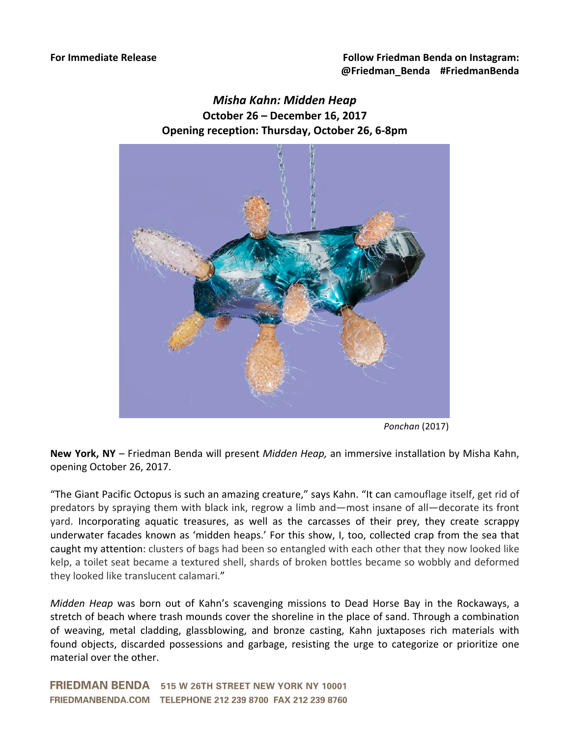**For Immediate Release**

**Follow Friedman Benda on Instagram: @Friedman_Benda #FriedmanBenda**

# *Misha Kahn: Midden Heap*

**October 26 – December 16, 2017**

**Opening reception: Thursday, October 26, 6-8pm**

*Ponchan* (2017)

**New York, NY** – Friedman Benda will present *Midden Heap,* an immersive installation by Misha Kahn, opening October 26, 2017.

"The Giant Pacific Octopus is such an amazing creature," says Kahn. "It can camouflage itself, get rid of predators by spraying them with black ink, regrow a limb and—most insane of all—decorate its front yard. Incorporating aquatic treasures, as well as the carcasses of their prey, they create scrappy underwater facades known as 'midden heaps.' For this show, I, too, collected crap from the sea that caught my attention: clusters of bags had been so entangled with each other that they now looked like kelp, a toilet seat became a textured shell, shards of broken bottles became so wobbly and deformed they looked like translucent calamari."

*Midden Heap* was born out of Kahn's scavenging missions to Dead Horse Bay in the Rockaways, a stretch of beach where trash mounds cover the shoreline in the place of sand. Through a combination of weaving, metal cladding, glassblowing, and bronze casting, Kahn juxtaposes rich materials with found objects, discarded possessions and garbage, resisting the urge to categorize or prioritize one material over the other.

FRIEDMAN BENDA 515 W 26TH STREET NEW YORK NY 10001
FRIEDMANBENDA.COM TELEPHONE 212 239 8700 FAX 212 239 8760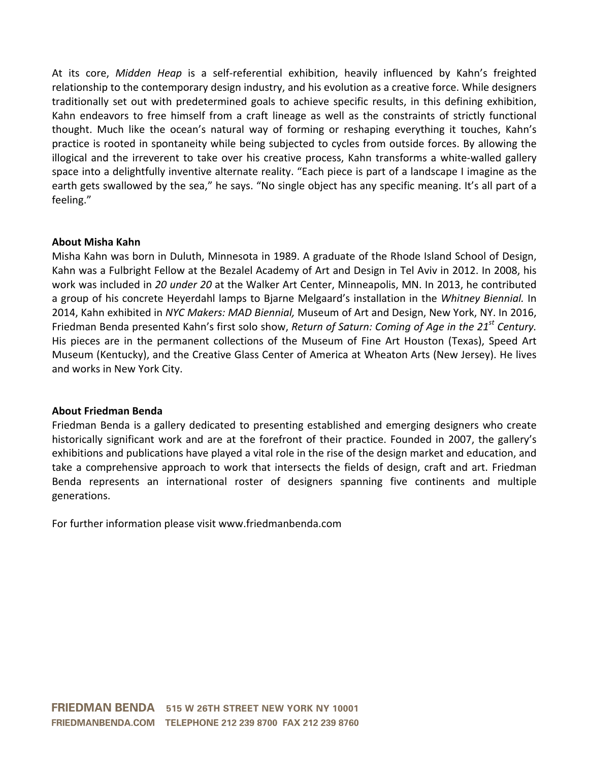At its core, *Midden Heap* is a self-referential exhibition, heavily influenced by Kahn's freighted relationship to the contemporary design industry, and his evolution as a creative force. While designers traditionally set out with predetermined goals to achieve specific results, in this defining exhibition, Kahn endeavors to free himself from a craft lineage as well as the constraints of strictly functional thought. Much like the ocean's natural way of forming or reshaping everything it touches, Kahn's practice is rooted in spontaneity while being subjected to cycles from outside forces. By allowing the illogical and the irreverent to take over his creative process, Kahn transforms a white-walled gallery space into a delightfully inventive alternate reality. "Each piece is part of a landscape I imagine as the earth gets swallowed by the sea," he says. "No single object has any specific meaning. It's all part of a feeling."

**About Misha Kahn**

Misha Kahn was born in Duluth, Minnesota in 1989. A graduate of the Rhode Island School of Design, Kahn was a Fulbright Fellow at the Bezalel Academy of Art and Design in Tel Aviv in 2012. In 2008, his work was included in *20 under 20* at the Walker Art Center, Minneapolis, MN. In 2013, he contributed a group of his concrete Heyerdahl lamps to Bjarne Melgaard's installation in the *Whitney Biennial.* In 2014, Kahn exhibited in *NYC Makers: MAD Biennial,* Museum of Art and Design, New York, NY. In 2016, Friedman Benda presented Kahn's first solo show, *Return of Saturn: Coming of Age in the 21st Century.* His pieces are in the permanent collections of the Museum of Fine Art Houston (Texas), Speed Art Museum (Kentucky), and the Creative Glass Center of America at Wheaton Arts (New Jersey). He lives and works in New York City.

**About Friedman Benda**

Friedman Benda is a gallery dedicated to presenting established and emerging designers who create historically significant work and are at the forefront of their practice. Founded in 2007, the gallery's exhibitions and publications have played a vital role in the rise of the design market and education, and take a comprehensive approach to work that intersects the fields of design, craft and art. Friedman Benda represents an international roster of designers spanning five continents and multiple generations.

For further information please visit www.friedmanbenda.com

FRIEDMAN BENDA 515 W 26TH STREET NEW YORK NY 10001
FRIEDMANBENDA.COM TELEPHONE 212 239 8700 FAX 212 239 8760